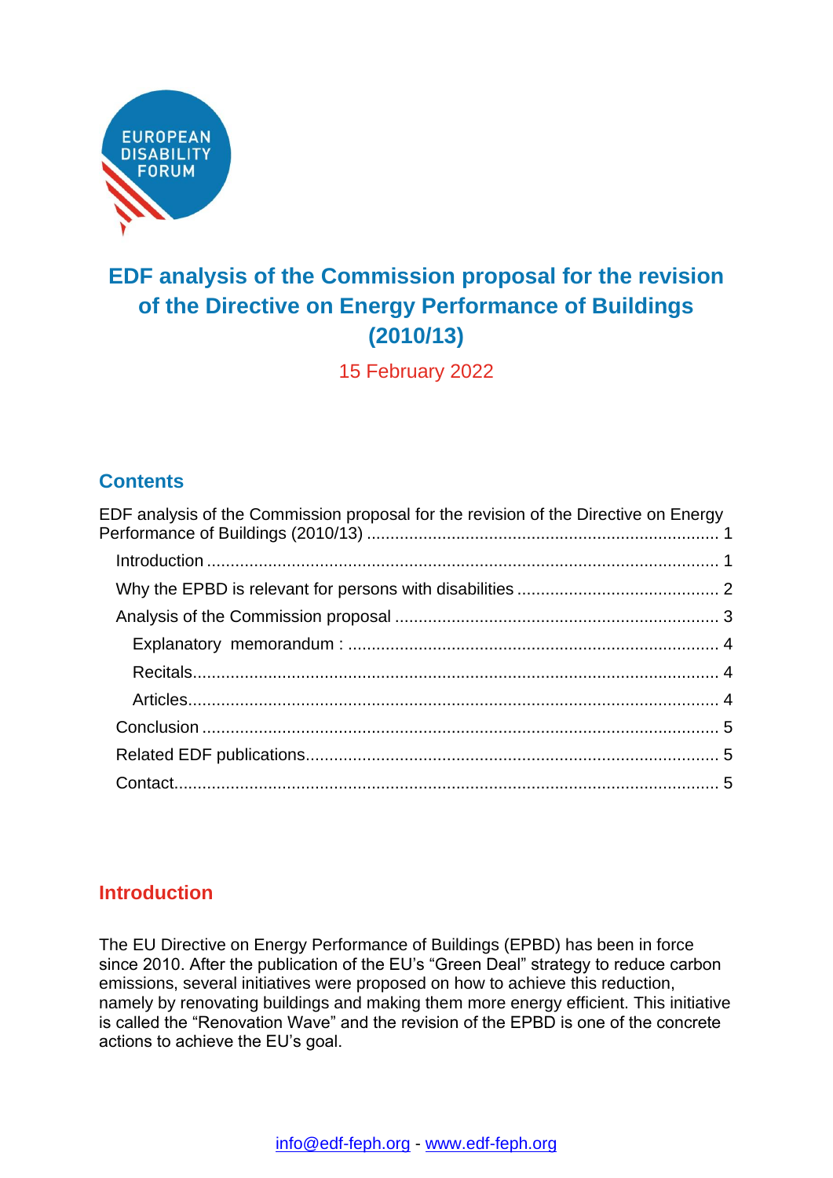# EDF analysis of the Commission proposal for the revision of the Directive on Energy Performance of Buildings (2010/13)

15 February 2022

## Contents

EDF analysis of the Commission proposal for the revision of the Directive on Energy Performance of Buildings (2010/13) .......... 1

- Introduction .......... 1
- Why the EPBD is relevant for persons with disabilities .......... 2
- Analysis of the Commission proposal .......... 3
  - Explanatory memorandum : .......... 4
  - Recitals .......... 4
  - Articles .......... 4
- Conclusion .......... 5
- Related EDF publications .......... 5
- Contact .......... 5

## Introduction

The EU Directive on Energy Performance of Buildings (EPBD) has been in force since 2010. After the publication of the EU's "Green Deal" strategy to reduce carbon emissions, several initiatives were proposed on how to achieve this reduction, namely by renovating buildings and making them more energy efficient. This initiative is called the "Renovation Wave" and the revision of the EPBD is one of the concrete actions to achieve the EU's goal.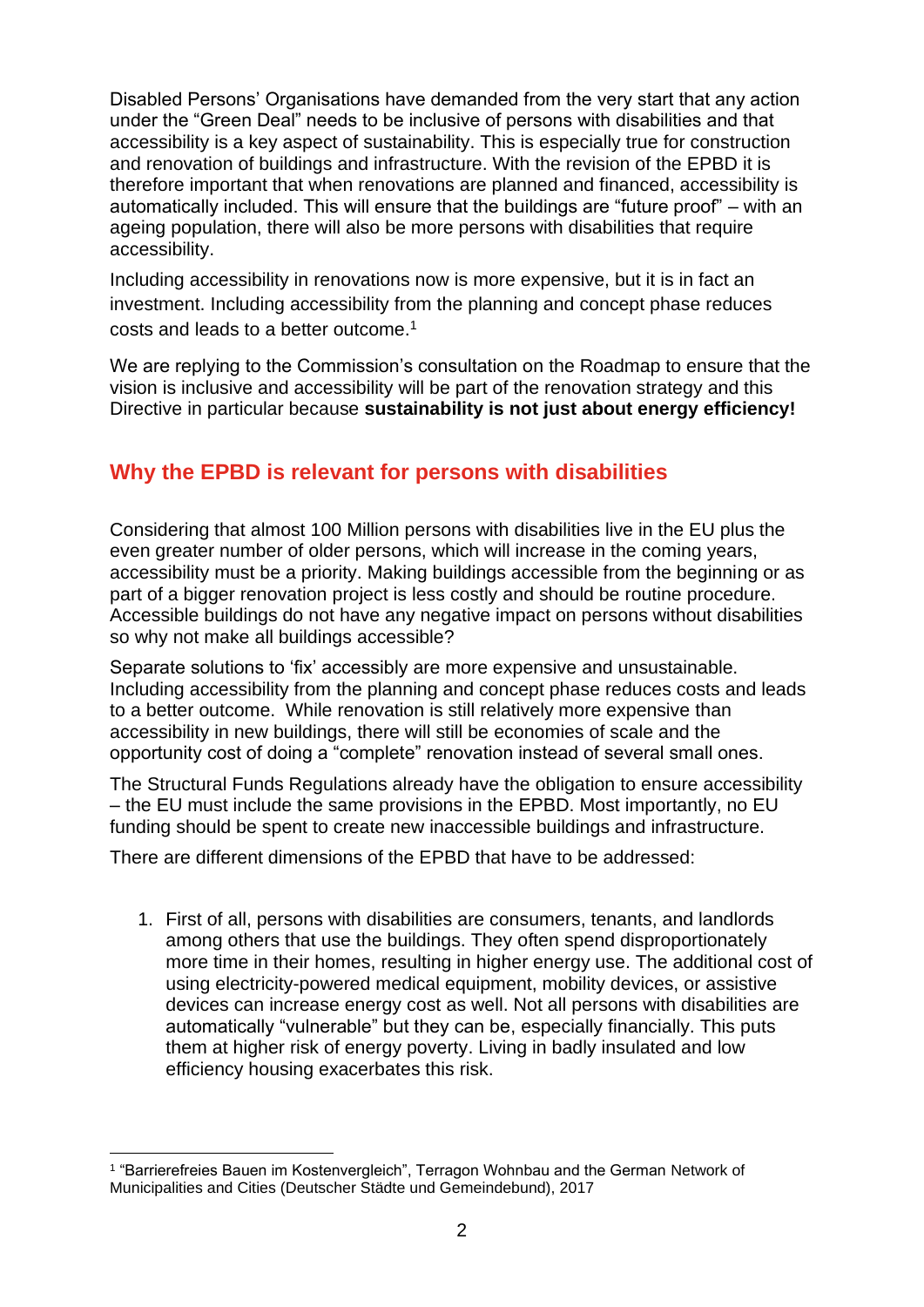Disabled Persons' Organisations have demanded from the very start that any action under the "Green Deal" needs to be inclusive of persons with disabilities and that accessibility is a key aspect of sustainability. This is especially true for construction and renovation of buildings and infrastructure. With the revision of the EPBD it is therefore important that when renovations are planned and financed, accessibility is automatically included. This will ensure that the buildings are "future proof" – with an ageing population, there will also be more persons with disabilities that require accessibility.

Including accessibility in renovations now is more expensive, but it is in fact an investment. Including accessibility from the planning and concept phase reduces costs and leads to a better outcome.[1]

We are replying to the Commission's consultation on the Roadmap to ensure that the vision is inclusive and accessibility will be part of the renovation strategy and this Directive in particular because **sustainability is not just about energy efficiency!**

## Why the EPBD is relevant for persons with disabilities

Considering that almost 100 Million persons with disabilities live in the EU plus the even greater number of older persons, which will increase in the coming years, accessibility must be a priority. Making buildings accessible from the beginning or as part of a bigger renovation project is less costly and should be routine procedure. Accessible buildings do not have any negative impact on persons without disabilities so why not make all buildings accessible?

Separate solutions to 'fix' accessibly are more expensive and unsustainable. Including accessibility from the planning and concept phase reduces costs and leads to a better outcome. While renovation is still relatively more expensive than accessibility in new buildings, there will still be economies of scale and the opportunity cost of doing a "complete" renovation instead of several small ones.

The Structural Funds Regulations already have the obligation to ensure accessibility – the EU must include the same provisions in the EPBD. Most importantly, no EU funding should be spent to create new inaccessible buildings and infrastructure.

There are different dimensions of the EPBD that have to be addressed:

1. First of all, persons with disabilities are consumers, tenants, and landlords among others that use the buildings. They often spend disproportionately more time in their homes, resulting in higher energy use. The additional cost of using electricity-powered medical equipment, mobility devices, or assistive devices can increase energy cost as well. Not all persons with disabilities are automatically "vulnerable" but they can be, especially financially. This puts them at higher risk of energy poverty. Living in badly insulated and low efficiency housing exacerbates this risk.

[1] "Barrierefreies Bauen im Kostenvergleich", Terragon Wohnbau and the German Network of Municipalities and Cities (Deutscher Städte und Gemeindebund), 2017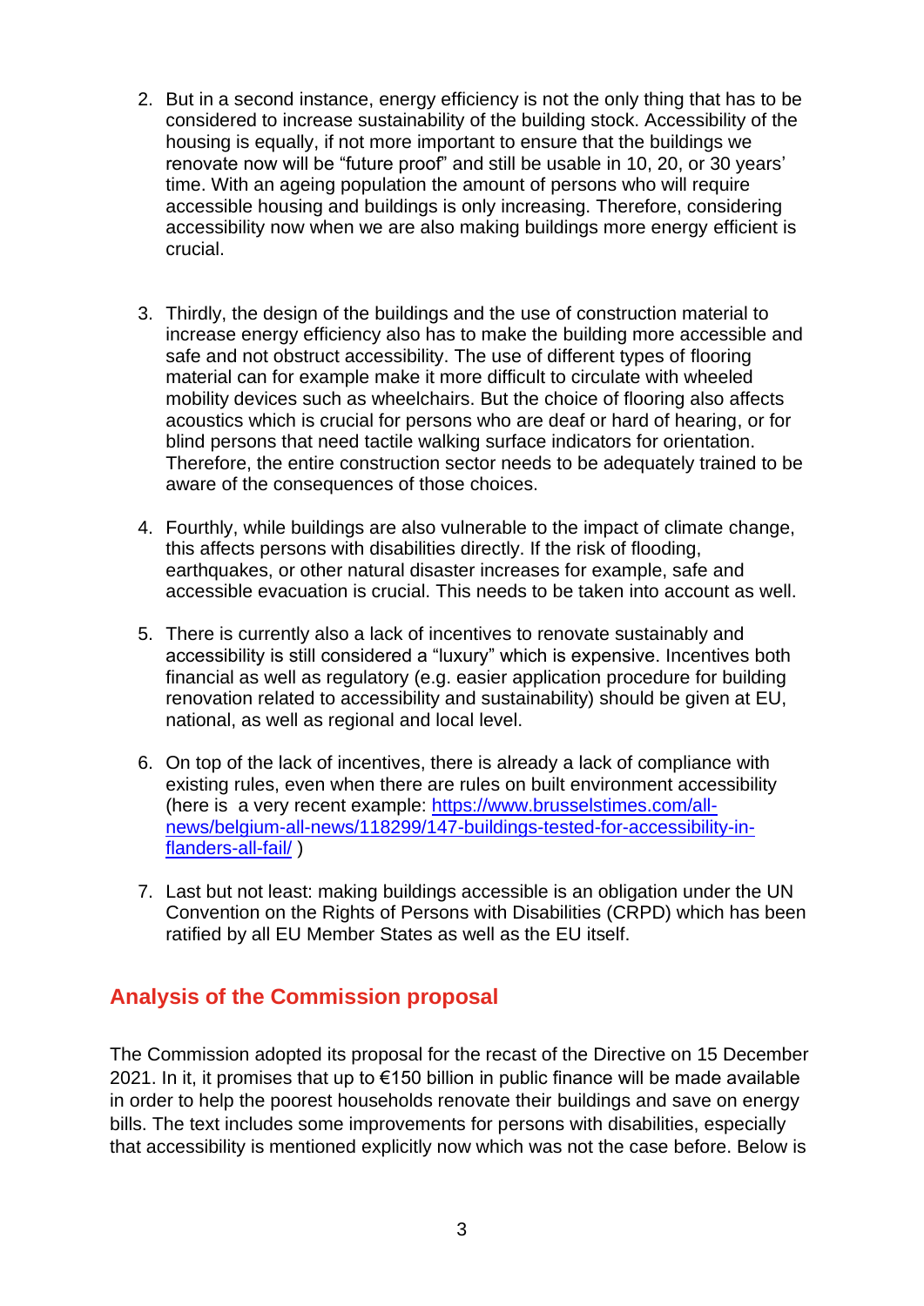2. But in a second instance, energy efficiency is not the only thing that has to be considered to increase sustainability of the building stock. Accessibility of the housing is equally, if not more important to ensure that the buildings we renovate now will be "future proof" and still be usable in 10, 20, or 30 years' time. With an ageing population the amount of persons who will require accessible housing and buildings is only increasing. Therefore, considering accessibility now when we are also making buildings more energy efficient is crucial.

3. Thirdly, the design of the buildings and the use of construction material to increase energy efficiency also has to make the building more accessible and safe and not obstruct accessibility. The use of different types of flooring material can for example make it more difficult to circulate with wheeled mobility devices such as wheelchairs. But the choice of flooring also affects acoustics which is crucial for persons who are deaf or hard of hearing, or for blind persons that need tactile walking surface indicators for orientation. Therefore, the entire construction sector needs to be adequately trained to be aware of the consequences of those choices.

4. Fourthly, while buildings are also vulnerable to the impact of climate change, this affects persons with disabilities directly. If the risk of flooding, earthquakes, or other natural disaster increases for example, safe and accessible evacuation is crucial. This needs to be taken into account as well.

5. There is currently also a lack of incentives to renovate sustainably and accessibility is still considered a "luxury" which is expensive. Incentives both financial as well as regulatory (e.g. easier application procedure for building renovation related to accessibility and sustainability) should be given at EU, national, as well as regional and local level.

6. On top of the lack of incentives, there is already a lack of compliance with existing rules, even when there are rules on built environment accessibility (here is a very recent example: [https://www.brusselstimes.com/all-news/belgium-all-news/118299/147-buildings-tested-for-accessibility-in-flanders-all-fail/](https://www.brusselstimes.com/all-news/belgium-all-news/118299/147-buildings-tested-for-accessibility-in-flanders-all-fail/) )

7. Last but not least: making buildings accessible is an obligation under the UN Convention on the Rights of Persons with Disabilities (CRPD) which has been ratified by all EU Member States as well as the EU itself.

## Analysis of the Commission proposal

The Commission adopted its proposal for the recast of the Directive on 15 December 2021. In it, it promises that up to €150 billion in public finance will be made available in order to help the poorest households renovate their buildings and save on energy bills. The text includes some improvements for persons with disabilities, especially that accessibility is mentioned explicitly now which was not the case before. Below is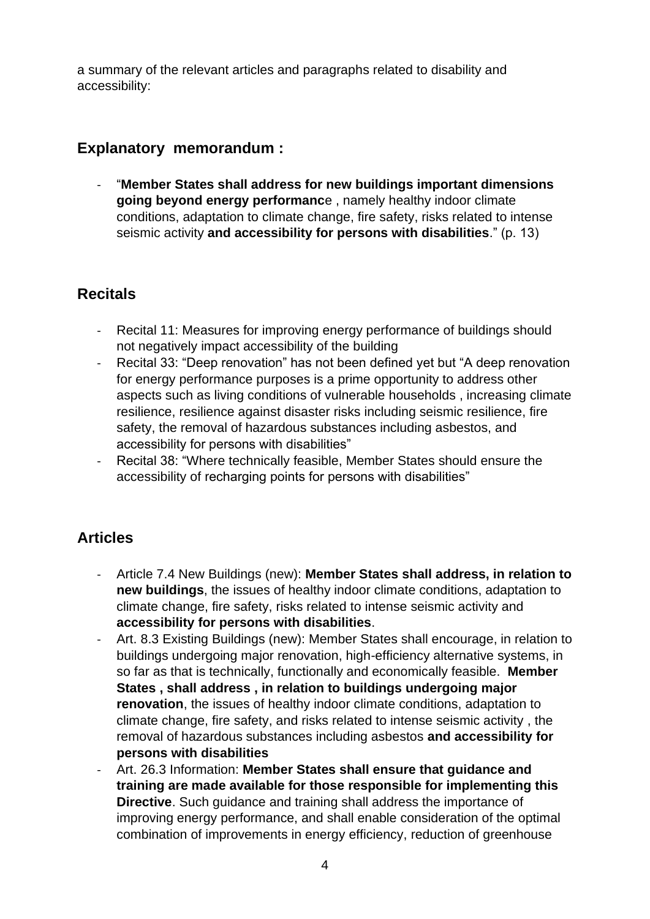a summary of the relevant articles and paragraphs related to disability and accessibility:

## Explanatory memorandum :

- "**Member States shall address for new buildings important dimensions going beyond energy performanc**e , namely healthy indoor climate conditions, adaptation to climate change, fire safety, risks related to intense seismic activity **and accessibility for persons with disabilities**." (p. 13)

## Recitals

- Recital 11: Measures for improving energy performance of buildings should not negatively impact accessibility of the building
- Recital 33: "Deep renovation" has not been defined yet but "A deep renovation for energy performance purposes is a prime opportunity to address other aspects such as living conditions of vulnerable households , increasing climate resilience, resilience against disaster risks including seismic resilience, fire safety, the removal of hazardous substances including asbestos, and accessibility for persons with disabilities"
- Recital 38: "Where technically feasible, Member States should ensure the accessibility of recharging points for persons with disabilities"

## Articles

- Article 7.4 New Buildings (new): **Member States shall address, in relation to new buildings**, the issues of healthy indoor climate conditions, adaptation to climate change, fire safety, risks related to intense seismic activity and **accessibility for persons with disabilities**.
- Art. 8.3 Existing Buildings (new): Member States shall encourage, in relation to buildings undergoing major renovation, high-efficiency alternative systems, in so far as that is technically, functionally and economically feasible. **Member States , shall address , in relation to buildings undergoing major renovation**, the issues of healthy indoor climate conditions, adaptation to climate change, fire safety, and risks related to intense seismic activity , the removal of hazardous substances including asbestos **and accessibility for persons with disabilities**
- Art. 26.3 Information: **Member States shall ensure that guidance and training are made available for those responsible for implementing this Directive**. Such guidance and training shall address the importance of improving energy performance, and shall enable consideration of the optimal combination of improvements in energy efficiency, reduction of greenhouse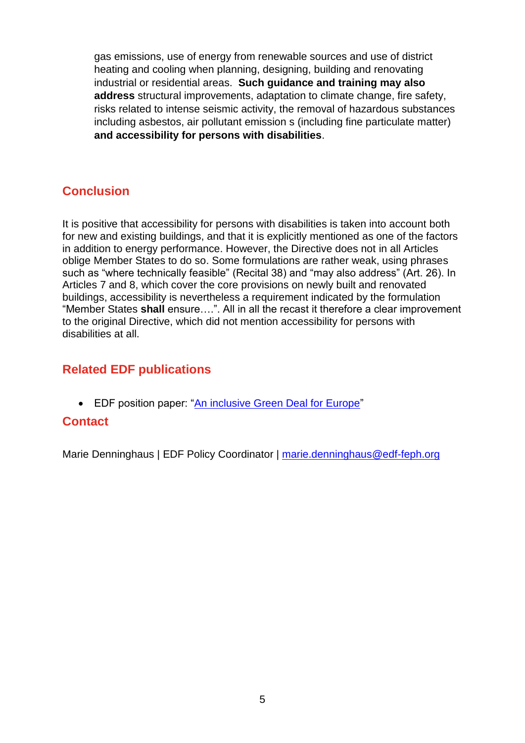gas emissions, use of energy from renewable sources and use of district heating and cooling when planning, designing, building and renovating industrial or residential areas. **Such guidance and training may also address** structural improvements, adaptation to climate change, fire safety, risks related to intense seismic activity, the removal of hazardous substances including asbestos, air pollutant emission s (including fine particulate matter) **and accessibility for persons with disabilities**.

## Conclusion

It is positive that accessibility for persons with disabilities is taken into account both for new and existing buildings, and that it is explicitly mentioned as one of the factors in addition to energy performance. However, the Directive does not in all Articles oblige Member States to do so. Some formulations are rather weak, using phrases such as "where technically feasible" (Recital 38) and "may also address" (Art. 26). In Articles 7 and 8, which cover the core provisions on newly built and renovated buildings, accessibility is nevertheless a requirement indicated by the formulation "Member States **shall** ensure….". All in all the recast it therefore a clear improvement to the original Directive, which did not mention accessibility for persons with disabilities at all.

## Related EDF publications

- EDF position paper: "An inclusive Green Deal for Europe"

## Contact

Marie Denninghaus | EDF Policy Coordinator | marie.denninghaus@edf-feph.org